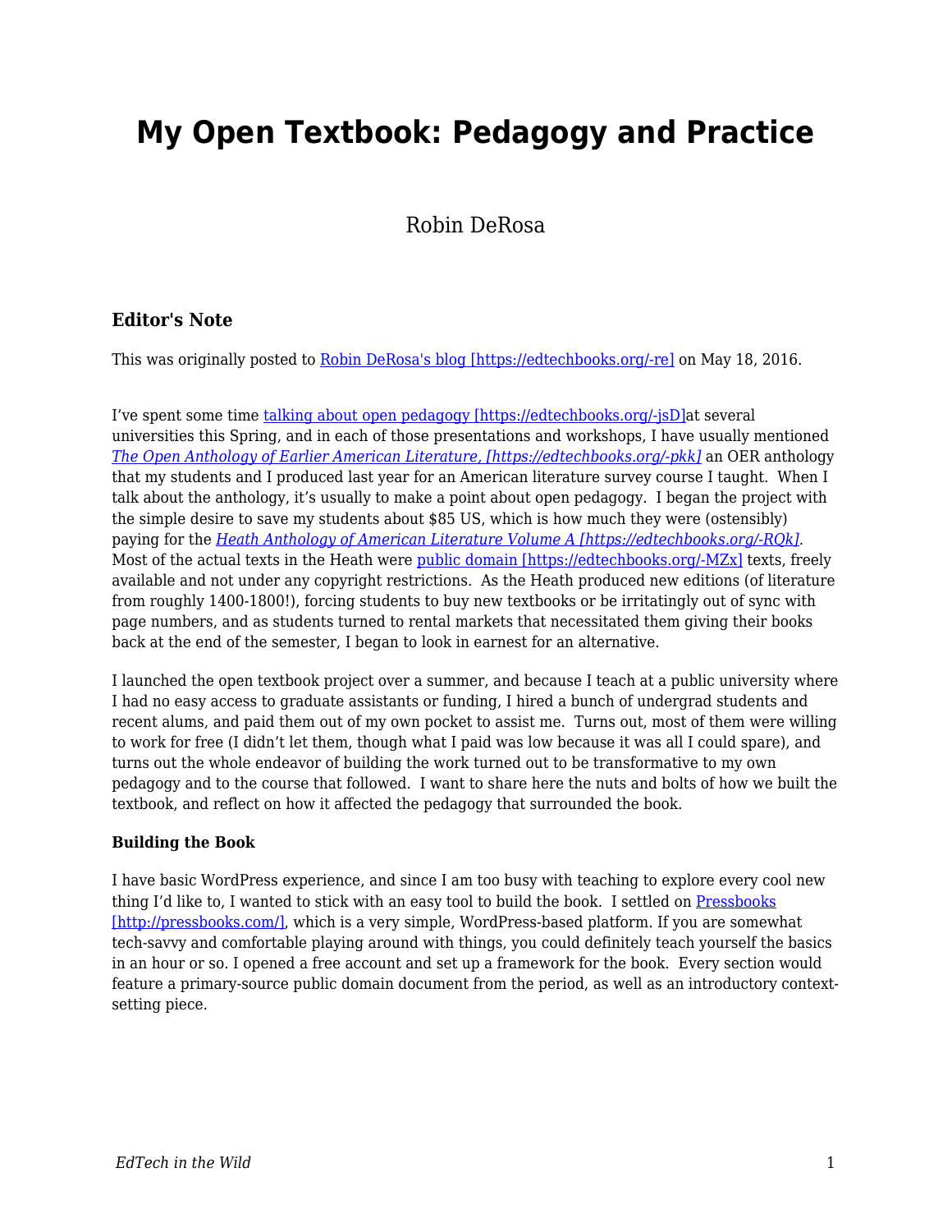# My Open Textbook: Pedagogy and Practice

Robin DeRosa

### Editor's Note

This was originally posted to Robin DeRosa's blog [https://edtechbooks.org/-re] on May 18, 2016.

I've spent some time talking about open pedagogy [https://edtechbooks.org/-jsD]at several universities this Spring, and in each of those presentations and workshops, I have usually mentioned *The Open Anthology of Earlier American Literature, [https://edtechbooks.org/-pkk]* an OER anthology that my students and I produced last year for an American literature survey course I taught. When I talk about the anthology, it's usually to make a point about open pedagogy. I began the project with the simple desire to save my students about $85 US, which is how much they were (ostensibly) paying for the *Heath Anthology of American Literature Volume A [https://edtechbooks.org/-RQk]*. Most of the actual texts in the Heath were public domain [https://edtechbooks.org/-MZx] texts, freely available and not under any copyright restrictions. As the Heath produced new editions (of literature from roughly 1400-1800!), forcing students to buy new textbooks or be irritatingly out of sync with page numbers, and as students turned to rental markets that necessitated them giving their books back at the end of the semester, I began to look in earnest for an alternative.

I launched the open textbook project over a summer, and because I teach at a public university where I had no easy access to graduate assistants or funding, I hired a bunch of undergrad students and recent alums, and paid them out of my own pocket to assist me. Turns out, most of them were willing to work for free (I didn't let them, though what I paid was low because it was all I could spare), and turns out the whole endeavor of building the work turned out to be transformative to my own pedagogy and to the course that followed. I want to share here the nuts and bolts of how we built the textbook, and reflect on how it affected the pedagogy that surrounded the book.

**Building the Book**

I have basic WordPress experience, and since I am too busy with teaching to explore every cool new thing I'd like to, I wanted to stick with an easy tool to build the book. I settled on Pressbooks [http://pressbooks.com/], which is a very simple, WordPress-based platform. If you are somewhat tech-savvy and comfortable playing around with things, you could definitely teach yourself the basics in an hour or so. I opened a free account and set up a framework for the book. Every section would feature a primary-source public domain document from the period, as well as an introductory context-setting piece.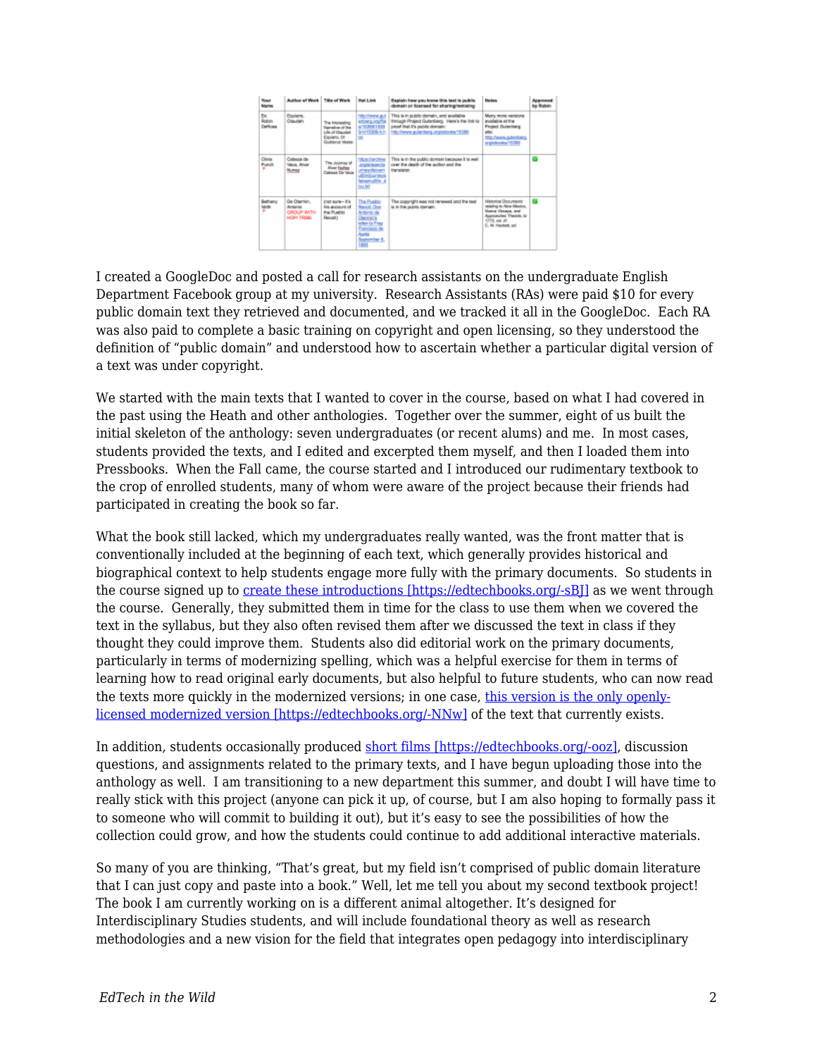| Your Name | Author of Work | Title of Work | Hot Link | Explain how you know this text is public domain or licensed for sharing/remixing | Notes | Approved by Robin |
|---|---|---|---|---|---|---|
| Ex. Robin DeRosa | Equiano, Olaudah | The Interesting Narrative of the Life of Olaudah Equiano, Or Gustavus Vassa | http://www.gutenberg.org/files/15399/15399-h/15399-h.htm | This is in public domain, and available through Project Gutenberg. Here's the link to proof that it's public domain: http://www.gutenberg.org/ebooks/15399 | Many more versions available at the Project Gutenberg site: http://www.gutenberg.org/ebooks/15399 | |
| Olivia Purch | Cabeza de Vaca, Alvar Nunez | The Journey of Alvar Nuñez Cabeza De Vaca | https://archive.org/details/journeyofalvarnu00cabe | This is in the public domain because it is well over the death of the author and the translator. | | ✅ |
| Bethany Veith | De Otermin, Antonio GROUP WITH HOPI TRIBE | (not sure-- it's his account of the Pueblo Revolt) | The Pueblo Revolt: Don Antonio de Otermin's letter to Fray Francisco de Ayeta September 8, 1680 | The copyright was not renewed and the text is in the public domain. | Historical Documents relating to New Mexico, Nueva Vizcaya, and Approaches Thereto, to 1773, vol. III C. W. Hackett, ed | ✅ |

I created a GoogleDoc and posted a call for research assistants on the undergraduate English Department Facebook group at my university. Research Assistants (RAs) were paid $10 for every public domain text they retrieved and documented, and we tracked it all in the GoogleDoc. Each RA was also paid to complete a basic training on copyright and open licensing, so they understood the definition of "public domain" and understood how to ascertain whether a particular digital version of a text was under copyright.

We started with the main texts that I wanted to cover in the course, based on what I had covered in the past using the Heath and other anthologies. Together over the summer, eight of us built the initial skeleton of the anthology: seven undergraduates (or recent alums) and me. In most cases, students provided the texts, and I edited and excerpted them myself, and then I loaded them into Pressbooks. When the Fall came, the course started and I introduced our rudimentary textbook to the crop of enrolled students, many of whom were aware of the project because their friends had participated in creating the book so far.

What the book still lacked, which my undergraduates really wanted, was the front matter that is conventionally included at the beginning of each text, which generally provides historical and biographical context to help students engage more fully with the primary documents. So students in the course signed up to [create these introductions [https://edtechbooks.org/-sBJ]](https://edtechbooks.org/-sBJ) as we went through the course. Generally, they submitted them in time for the class to use them when we covered the text in the syllabus, but they also often revised them after we discussed the text in class if they thought they could improve them. Students also did editorial work on the primary documents, particularly in terms of modernizing spelling, which was a helpful exercise for them in terms of learning how to read original early documents, but also helpful to future students, who can now read the texts more quickly in the modernized versions; in one case, [this version is the only openly-licensed modernized version [https://edtechbooks.org/-NNw]](https://edtechbooks.org/-NNw) of the text that currently exists.

In addition, students occasionally produced [short films [https://edtechbooks.org/-ooz]](https://edtechbooks.org/-ooz), discussion questions, and assignments related to the primary texts, and I have begun uploading those into the anthology as well. I am transitioning to a new department this summer, and doubt I will have time to really stick with this project (anyone can pick it up, of course, but I am also hoping to formally pass it to someone who will commit to building it out), but it's easy to see the possibilities of how the collection could grow, and how the students could continue to add additional interactive materials.

So many of you are thinking, "That's great, but my field isn't comprised of public domain literature that I can just copy and paste into a book." Well, let me tell you about my second textbook project! The book I am currently working on is a different animal altogether. It's designed for Interdisciplinary Studies students, and will include foundational theory as well as research methodologies and a new vision for the field that integrates open pedagogy into interdisciplinary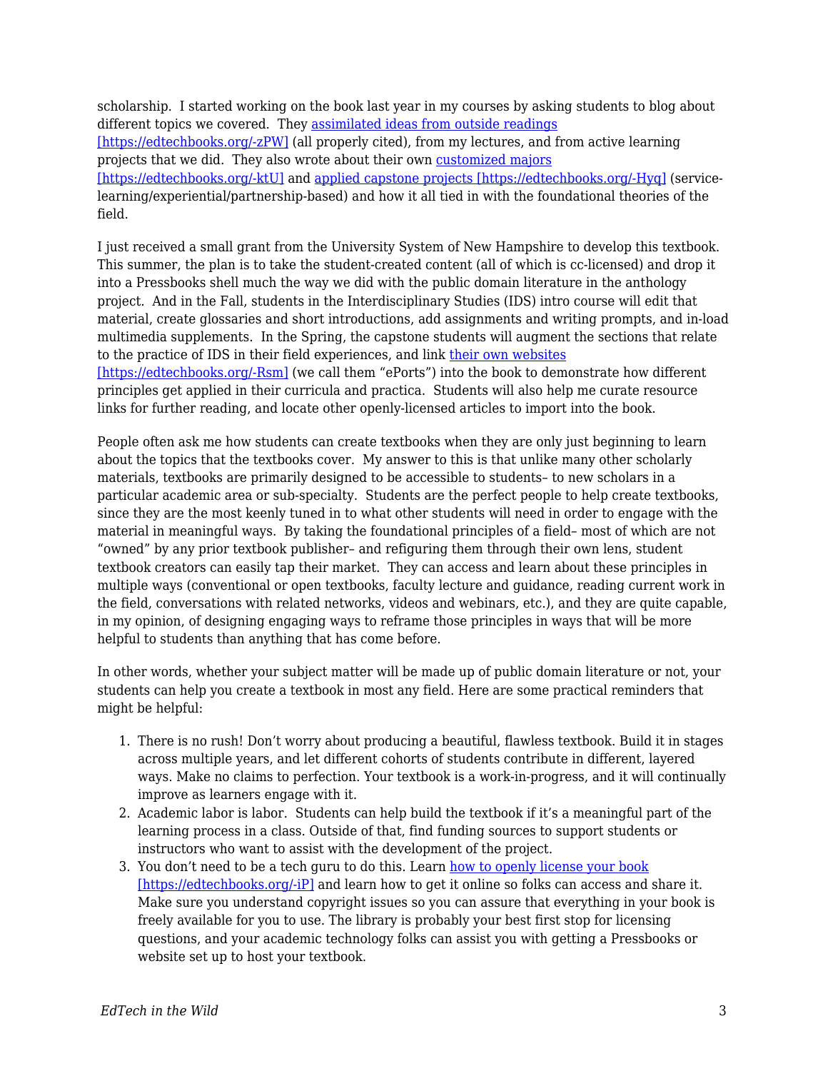scholarship. I started working on the book last year in my courses by asking students to blog about different topics we covered. They [assimilated ideas from outside readings [https://edtechbooks.org/-zPW]](https://edtechbooks.org/-zPW) (all properly cited), from my lectures, and from active learning projects that we did. They also wrote about their own [customized majors [https://edtechbooks.org/-ktU]](https://edtechbooks.org/-ktU) and [applied capstone projects [https://edtechbooks.org/-Hyq]](https://edtechbooks.org/-Hyq) (service-learning/experiential/partnership-based) and how it all tied in with the foundational theories of the field.

I just received a small grant from the University System of New Hampshire to develop this textbook. This summer, the plan is to take the student-created content (all of which is cc-licensed) and drop it into a Pressbooks shell much the way we did with the public domain literature in the anthology project. And in the Fall, students in the Interdisciplinary Studies (IDS) intro course will edit that material, create glossaries and short introductions, add assignments and writing prompts, and in-load multimedia supplements. In the Spring, the capstone students will augment the sections that relate to the practice of IDS in their field experiences, and link [their own websites [https://edtechbooks.org/-Rsm]](https://edtechbooks.org/-Rsm) (we call them "ePorts") into the book to demonstrate how different principles get applied in their curricula and practica. Students will also help me curate resource links for further reading, and locate other openly-licensed articles to import into the book.

People often ask me how students can create textbooks when they are only just beginning to learn about the topics that the textbooks cover. My answer to this is that unlike many other scholarly materials, textbooks are primarily designed to be accessible to students– to new scholars in a particular academic area or sub-specialty. Students are the perfect people to help create textbooks, since they are the most keenly tuned in to what other students will need in order to engage with the material in meaningful ways. By taking the foundational principles of a field– most of which are not "owned" by any prior textbook publisher– and refiguring them through their own lens, student textbook creators can easily tap their market. They can access and learn about these principles in multiple ways (conventional or open textbooks, faculty lecture and guidance, reading current work in the field, conversations with related networks, videos and webinars, etc.), and they are quite capable, in my opinion, of designing engaging ways to reframe those principles in ways that will be more helpful to students than anything that has come before.

In other words, whether your subject matter will be made up of public domain literature or not, your students can help you create a textbook in most any field. Here are some practical reminders that might be helpful:

1. There is no rush! Don't worry about producing a beautiful, flawless textbook. Build it in stages across multiple years, and let different cohorts of students contribute in different, layered ways. Make no claims to perfection. Your textbook is a work-in-progress, and it will continually improve as learners engage with it.
2. Academic labor is labor. Students can help build the textbook if it's a meaningful part of the learning process in a class. Outside of that, find funding sources to support students or instructors who want to assist with the development of the project.
3. You don't need to be a tech guru to do this. Learn [how to openly license your book [https://edtechbooks.org/-iP]](https://edtechbooks.org/-iP) and learn how to get it online so folks can access and share it. Make sure you understand copyright issues so you can assure that everything in your book is freely available for you to use. The library is probably your best first stop for licensing questions, and your academic technology folks can assist you with getting a Pressbooks or website set up to host your textbook.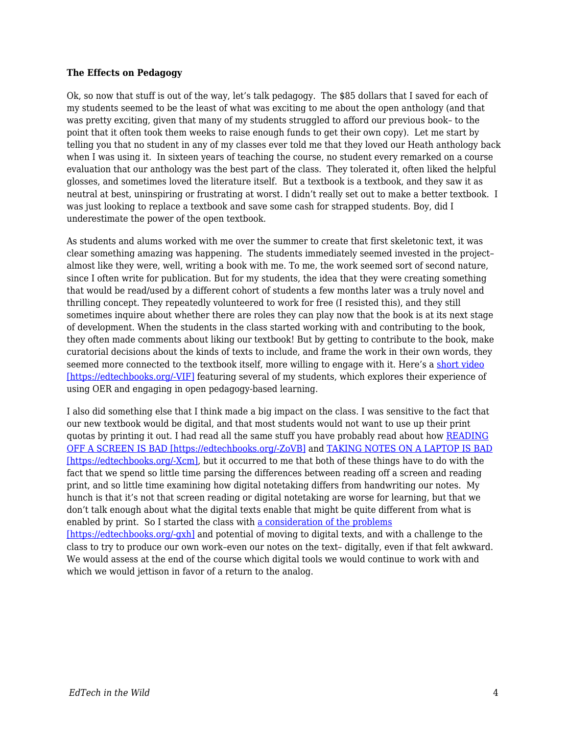**The Effects on Pedagogy**

Ok, so now that stuff is out of the way, let's talk pedagogy. The $85 dollars that I saved for each of my students seemed to be the least of what was exciting to me about the open anthology (and that was pretty exciting, given that many of my students struggled to afford our previous book– to the point that it often took them weeks to raise enough funds to get their own copy). Let me start by telling you that no student in any of my classes ever told me that they loved our Heath anthology back when I was using it. In sixteen years of teaching the course, no student every remarked on a course evaluation that our anthology was the best part of the class. They tolerated it, often liked the helpful glosses, and sometimes loved the literature itself. But a textbook is a textbook, and they saw it as neutral at best, uninspiring or frustrating at worst. I didn't really set out to make a better textbook. I was just looking to replace a textbook and save some cash for strapped students. Boy, did I underestimate the power of the open textbook.

As students and alums worked with me over the summer to create that first skeletonic text, it was clear something amazing was happening. The students immediately seemed invested in the project– almost like they were, well, writing a book with me. To me, the work seemed sort of second nature, since I often write for publication. But for my students, the idea that they were creating something that would be read/used by a different cohort of students a few months later was a truly novel and thrilling concept. They repeatedly volunteered to work for free (I resisted this), and they still sometimes inquire about whether there are roles they can play now that the book is at its next stage of development. When the students in the class started working with and contributing to the book, they often made comments about liking our textbook! But by getting to contribute to the book, make curatorial decisions about the kinds of texts to include, and frame the work in their own words, they seemed more connected to the textbook itself, more willing to engage with it. Here's a short video [https://edtechbooks.org/-VIF] featuring several of my students, which explores their experience of using OER and engaging in open pedagogy-based learning.

I also did something else that I think made a big impact on the class. I was sensitive to the fact that our new textbook would be digital, and that most students would not want to use up their print quotas by printing it out. I had read all the same stuff you have probably read about how READING OFF A SCREEN IS BAD [https://edtechbooks.org/-ZoVB] and TAKING NOTES ON A LAPTOP IS BAD [https://edtechbooks.org/-Xcm], but it occurred to me that both of these things have to do with the fact that we spend so little time parsing the differences between reading off a screen and reading print, and so little time examining how digital notetaking differs from handwriting our notes. My hunch is that it's not that screen reading or digital notetaking are worse for learning, but that we don't talk enough about what the digital texts enable that might be quite different from what is enabled by print. So I started the class with a consideration of the problems [https://edtechbooks.org/-gxh] and potential of moving to digital texts, and with a challenge to the class to try to produce our own work–even our notes on the text– digitally, even if that felt awkward. We would assess at the end of the course which digital tools we would continue to work with and which we would jettison in favor of a return to the analog.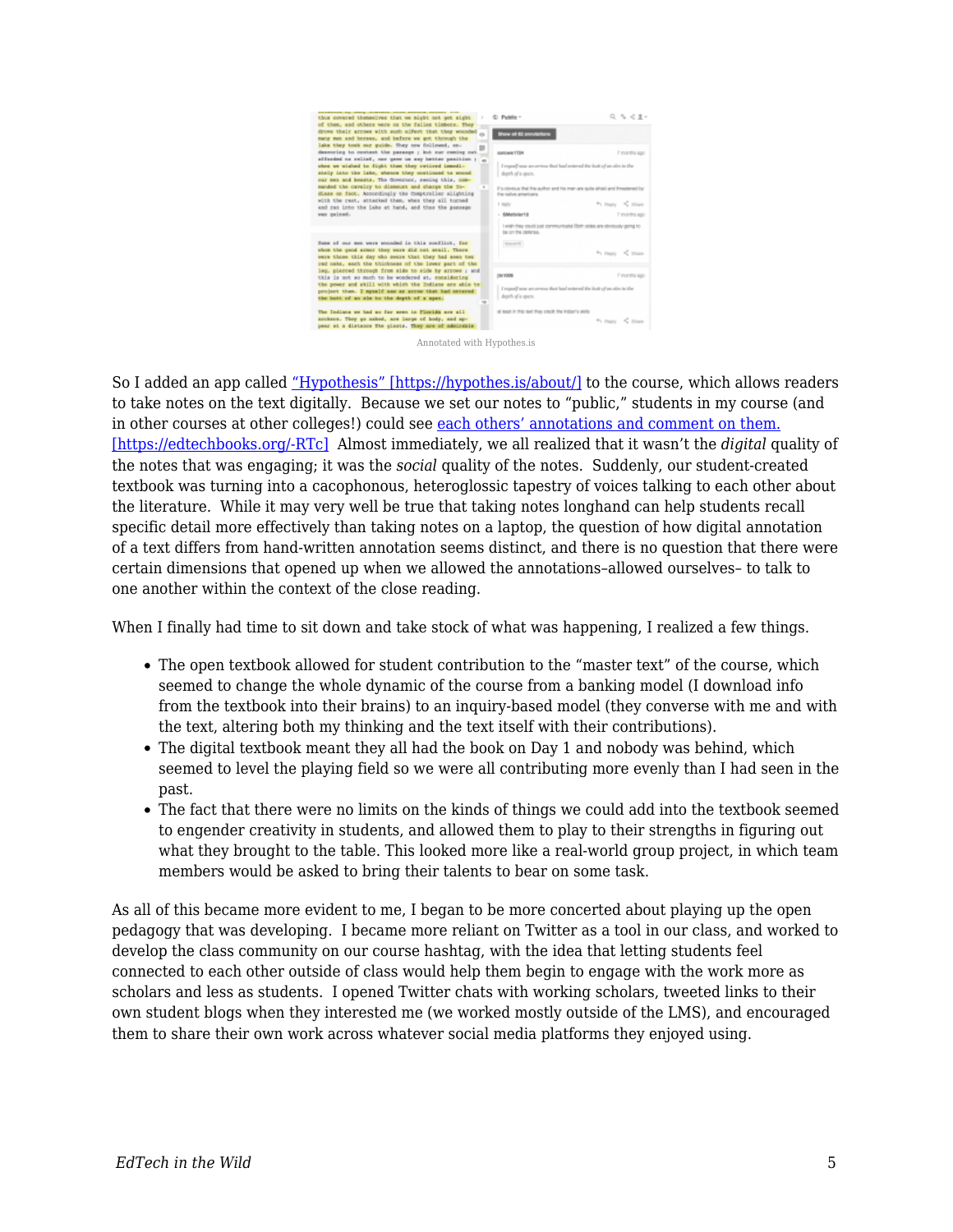Annotated with Hypothes.is

So I added an app called "Hypothesis" [https://hypothes.is/about/] to the course, which allows readers to take notes on the text digitally. Because we set our notes to "public," students in my course (and in other courses at other colleges!) could see each others' annotations and comment on them. [https://edtechbooks.org/-RTc] Almost immediately, we all realized that it wasn't the *digital* quality of the notes that was engaging; it was the *social* quality of the notes. Suddenly, our student-created textbook was turning into a cacophonous, heteroglossic tapestry of voices talking to each other about the literature. While it may very well be true that taking notes longhand can help students recall specific detail more effectively than taking notes on a laptop, the question of how digital annotation of a text differs from hand-written annotation seems distinct, and there is no question that there were certain dimensions that opened up when we allowed the annotations–allowed ourselves– to talk to one another within the context of the close reading.

When I finally had time to sit down and take stock of what was happening, I realized a few things.

- The open textbook allowed for student contribution to the "master text" of the course, which seemed to change the whole dynamic of the course from a banking model (I download info from the textbook into their brains) to an inquiry-based model (they converse with me and with the text, altering both my thinking and the text itself with their contributions).
- The digital textbook meant they all had the book on Day 1 and nobody was behind, which seemed to level the playing field so we were all contributing more evenly than I had seen in the past.
- The fact that there were no limits on the kinds of things we could add into the textbook seemed to engender creativity in students, and allowed them to play to their strengths in figuring out what they brought to the table. This looked more like a real-world group project, in which team members would be asked to bring their talents to bear on some task.

As all of this became more evident to me, I began to be more concerted about playing up the open pedagogy that was developing. I became more reliant on Twitter as a tool in our class, and worked to develop the class community on our course hashtag, with the idea that letting students feel connected to each other outside of class would help them begin to engage with the work more as scholars and less as students. I opened Twitter chats with working scholars, tweeted links to their own student blogs when they interested me (we worked mostly outside of the LMS), and encouraged them to share their own work across whatever social media platforms they enjoyed using.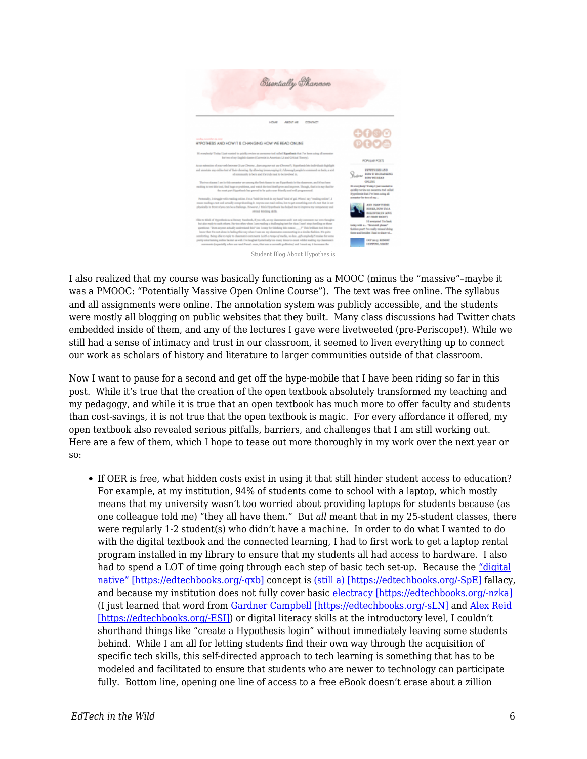Student Blog About Hypothes.is

I also realized that my course was basically functioning as a MOOC (minus the "massive"–maybe it was a PMOOC: "Potentially Massive Open Online Course"). The text was free online. The syllabus and all assignments were online. The annotation system was publicly accessible, and the students were mostly all blogging on public websites that they built. Many class discussions had Twitter chats embedded inside of them, and any of the lectures I gave were livetweeted (pre-Periscope!). While we still had a sense of intimacy and trust in our classroom, it seemed to liven everything up to connect our work as scholars of history and literature to larger communities outside of that classroom.

Now I want to pause for a second and get off the hype-mobile that I have been riding so far in this post. While it's true that the creation of the open textbook absolutely transformed my teaching and my pedagogy, and while it is true that an open textbook has much more to offer faculty and students than cost-savings, it is not true that the open textbook is magic. For every affordance it offered, my open textbook also revealed serious pitfalls, barriers, and challenges that I am still working out. Here are a few of them, which I hope to tease out more thoroughly in my work over the next year or so:

- If OER is free, what hidden costs exist in using it that still hinder student access to education? For example, at my institution, 94% of students come to school with a laptop, which mostly means that my university wasn't too worried about providing laptops for students because (as one colleague told me) "they all have them." But *all* meant that in my 25-student classes, there were regularly 1-2 student(s) who didn't have a machine. In order to do what I wanted to do with the digital textbook and the connected learning, I had to first work to get a laptop rental program installed in my library to ensure that my students all had access to hardware. I also had to spend a LOT of time going through each step of basic tech set-up. Because the "digital native" [https://edtechbooks.org/-qxb] concept is (still a) [https://edtechbooks.org/-SpE] fallacy, and because my institution does not fully cover basic electracy [https://edtechbooks.org/-nzka] (I just learned that word from Gardner Campbell [https://edtechbooks.org/-sLN] and Alex Reid [https://edtechbooks.org/-ESI]) or digital literacy skills at the introductory level, I couldn't shorthand things like "create a Hypothesis login" without immediately leaving some students behind. While I am all for letting students find their own way through the acquisition of specific tech skills, this self-directed approach to tech learning is something that has to be modeled and facilitated to ensure that students who are newer to technology can participate fully. Bottom line, opening one line of access to a free eBook doesn't erase about a zillion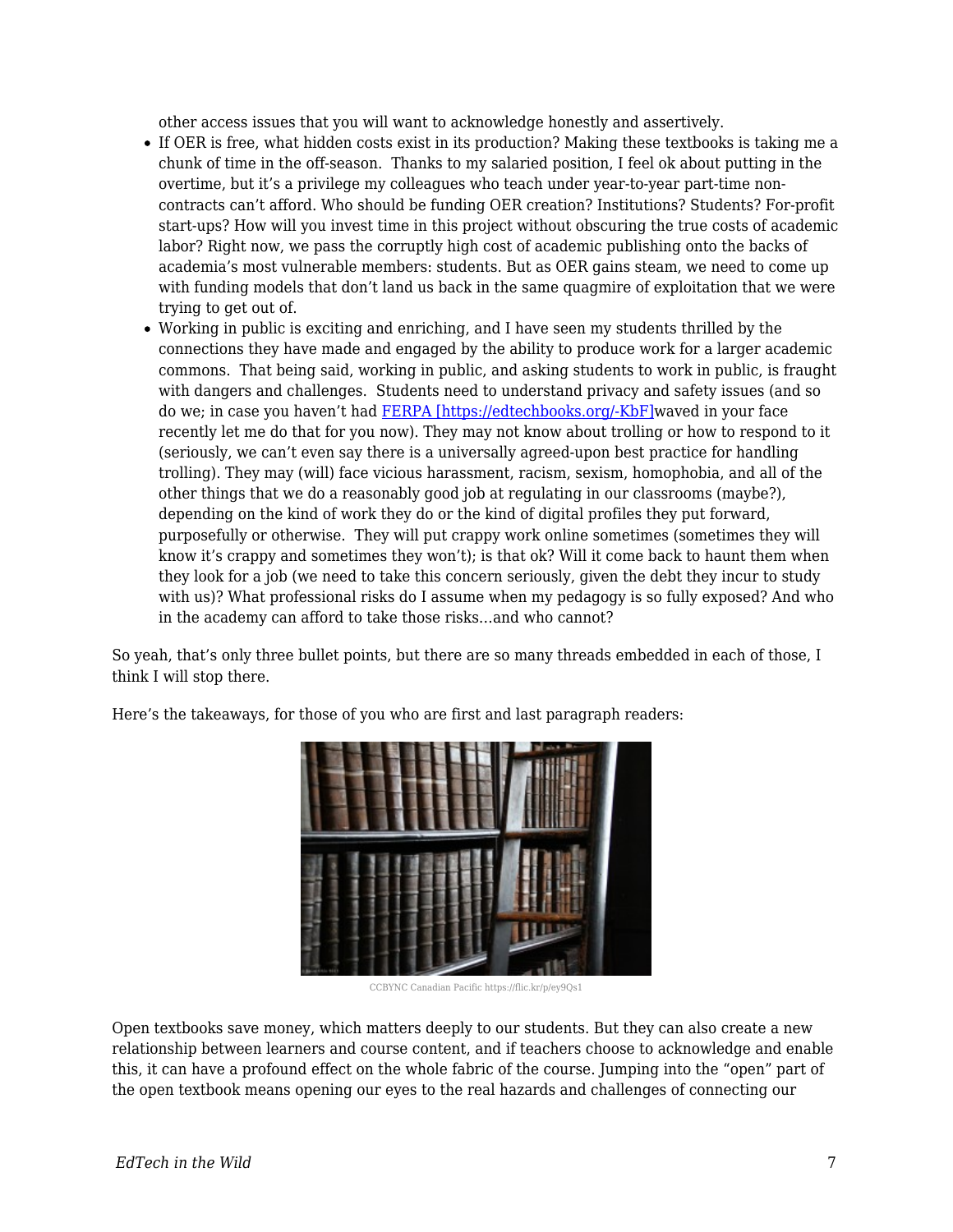other access issues that you will want to acknowledge honestly and assertively.

- If OER is free, what hidden costs exist in its production? Making these textbooks is taking me a chunk of time in the off-season. Thanks to my salaried position, I feel ok about putting in the overtime, but it's a privilege my colleagues who teach under year-to-year part-time non-contracts can't afford. Who should be funding OER creation? Institutions? Students? For-profit start-ups? How will you invest time in this project without obscuring the true costs of academic labor? Right now, we pass the corruptly high cost of academic publishing onto the backs of academia's most vulnerable members: students. But as OER gains steam, we need to come up with funding models that don't land us back in the same quagmire of exploitation that we were trying to get out of.
- Working in public is exciting and enriching, and I have seen my students thrilled by the connections they have made and engaged by the ability to produce work for a larger academic commons. That being said, working in public, and asking students to work in public, is fraught with dangers and challenges. Students need to understand privacy and safety issues (and so do we; in case you haven't had [FERPA [https://edtechbooks.org/-KbF]](https://edtechbooks.org/-KbF)waved in your face recently let me do that for you now). They may not know about trolling or how to respond to it (seriously, we can't even say there is a universally agreed-upon best practice for handling trolling). They may (will) face vicious harassment, racism, sexism, homophobia, and all of the other things that we do a reasonably good job at regulating in our classrooms (maybe?), depending on the kind of work they do or the kind of digital profiles they put forward, purposefully or otherwise. They will put crappy work online sometimes (sometimes they will know it's crappy and sometimes they won't); is that ok? Will it come back to haunt them when they look for a job (we need to take this concern seriously, given the debt they incur to study with us)? What professional risks do I assume when my pedagogy is so fully exposed? And who in the academy can afford to take those risks…and who cannot?

So yeah, that's only three bullet points, but there are so many threads embedded in each of those, I think I will stop there.

Here's the takeaways, for those of you who are first and last paragraph readers:

CCBYNC Canadian Pacific https://flic.kr/p/ey9Qs1

Open textbooks save money, which matters deeply to our students. But they can also create a new relationship between learners and course content, and if teachers choose to acknowledge and enable this, it can have a profound effect on the whole fabric of the course. Jumping into the "open" part of the open textbook means opening our eyes to the real hazards and challenges of connecting our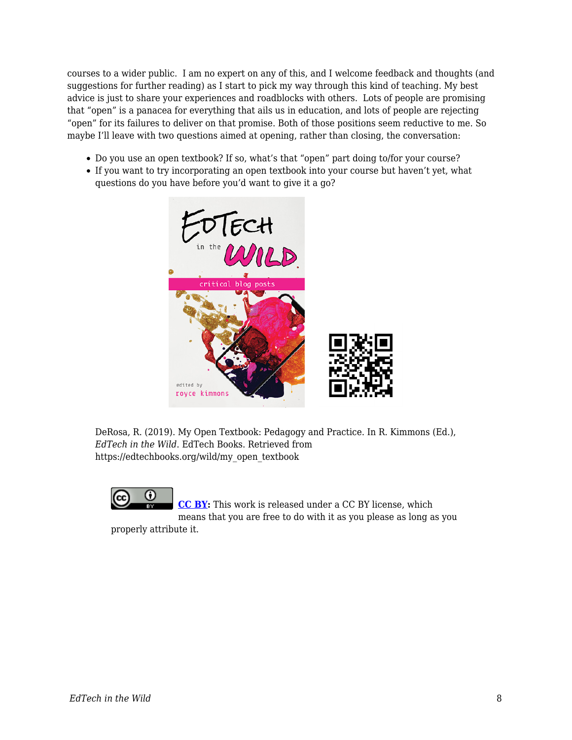courses to a wider public. I am no expert on any of this, and I welcome feedback and thoughts (and suggestions for further reading) as I start to pick my way through this kind of teaching. My best advice is just to share your experiences and roadblocks with others. Lots of people are promising that "open" is a panacea for everything that ails us in education, and lots of people are rejecting "open" for its failures to deliver on that promise. Both of those positions seem reductive to me. So maybe I'll leave with two questions aimed at opening, rather than closing, the conversation:

- Do you use an open textbook? If so, what's that "open" part doing to/for your course?
- If you want to try incorporating an open textbook into your course but haven't yet, what questions do you have before you'd want to give it a go?

DeRosa, R. (2019). My Open Textbook: Pedagogy and Practice. In R. Kimmons (Ed.), *EdTech in the Wild*. EdTech Books. Retrieved from https://edtechbooks.org/wild/my_open_textbook

**CC BY:** This work is released under a CC BY license, which means that you are free to do with it as you please as long as you properly attribute it.